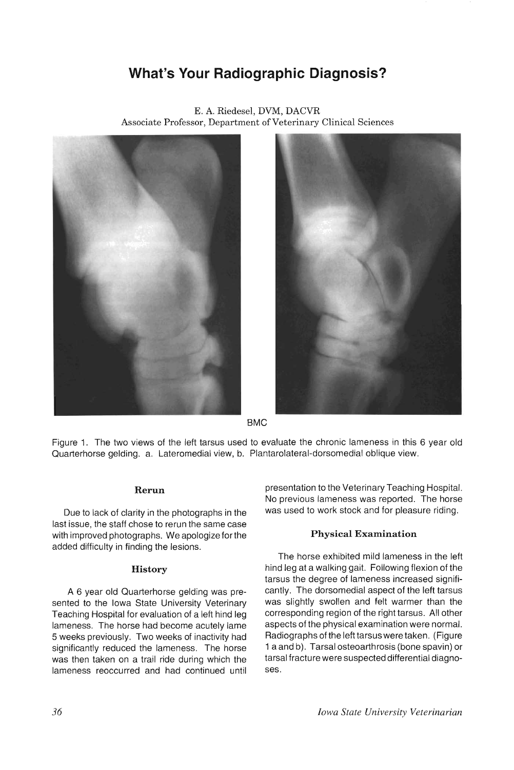# What's Your Radiographic Diagnosis?

E. A. Riedesel, DVM, DACVR
Associate Professor, Department of Veterinary Clinical Sciences

BMC

Figure 1. The two views of the left tarsus used to evaluate the chronic lameness in this 6 year old Quarterhorse gelding. a. Lateromedial view, b. Plantarolateral-dorsomedial oblique view.

## Rerun

Due to lack of clarity in the photographs in the last issue, the staff chose to rerun the same case with improved photographs. We apologize for the added difficulty in finding the lesions.

## History

A 6 year old Quarterhorse gelding was presented to the Iowa State University Veterinary Teaching Hospital for evaluation of a left hind leg lameness. The horse had become acutely lame 5 weeks previously. Two weeks of inactivity had significantly reduced the lameness. The horse was then taken on a trail ride during which the lameness reoccurred and had continued until presentation to the Veterinary Teaching Hospital. No previous lameness was reported. The horse was used to work stock and for pleasure riding.

## Physical Examination

The horse exhibited mild lameness in the left hind leg at a walking gait. Following flexion of the tarsus the degree of lameness increased significantly. The dorsomedial aspect of the left tarsus was slightly swollen and felt warmer than the corresponding region of the right tarsus. All other aspects of the physical examination were normal. Radiographs of the left tarsus were taken. (Figure 1 a and b). Tarsal osteoarthrosis (bone spavin) or tarsal fracture were suspected differential diagnoses.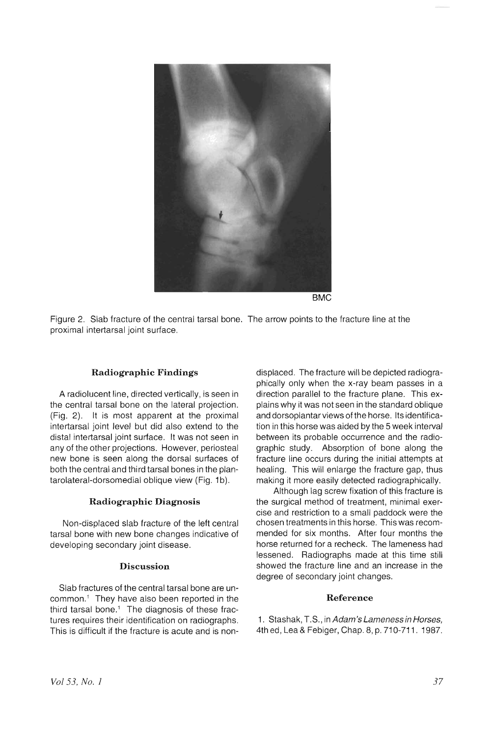BMC

Figure 2. Slab fracture of the central tarsal bone. The arrow points to the fracture line at the proximal intertarsal joint surface.

### Radiographic Findings

A radiolucent line, directed vertically, is seen in the central tarsal bone on the lateral projection. (Fig. 2). It is most apparent at the proximal intertarsal joint level but did also extend to the distal intertarsal joint surface. It was not seen in any of the other projections. However, periosteal new bone is seen along the dorsal surfaces of both the central and third tarsal bones in the plantarolateral-dorsomedial oblique view (Fig. 1b).

### Radiographic Diagnosis

Non-displaced slab fracture of the left central tarsal bone with new bone changes indicative of developing secondary joint disease.

### Discussion

Slab fractures of the central tarsal bone are uncommon.[1] They have also been reported in the third tarsal bone.[1] The diagnosis of these fractures requires their identification on radiographs. This is difficult if the fracture is acute and is non-displaced. The fracture will be depicted radiographically only when the x-ray beam passes in a direction parallel to the fracture plane. This explains why it was not seen in the standard oblique and dorsoplantar views of the horse. Its identification in this horse was aided by the 5 week interval between its probable occurrence and the radiographic study. Absorption of bone along the fracture line occurs during the initial attempts at healing. This will enlarge the fracture gap, thus making it more easily detected radiographically.

Although lag screw fixation of this fracture is the surgical method of treatment, minimal exercise and restriction to a small paddock were the chosen treatments in this horse. This was recommended for six months. After four months the horse returned for a recheck. The lameness had lessened. Radiographs made at this time still showed the fracture line and an increase in the degree of secondary joint changes.

### Reference

1. Stashak, T.S., in *Adam's Lameness in Horses*, 4th ed, Lea & Febiger, Chap. 8, p. 710-711. 1987.